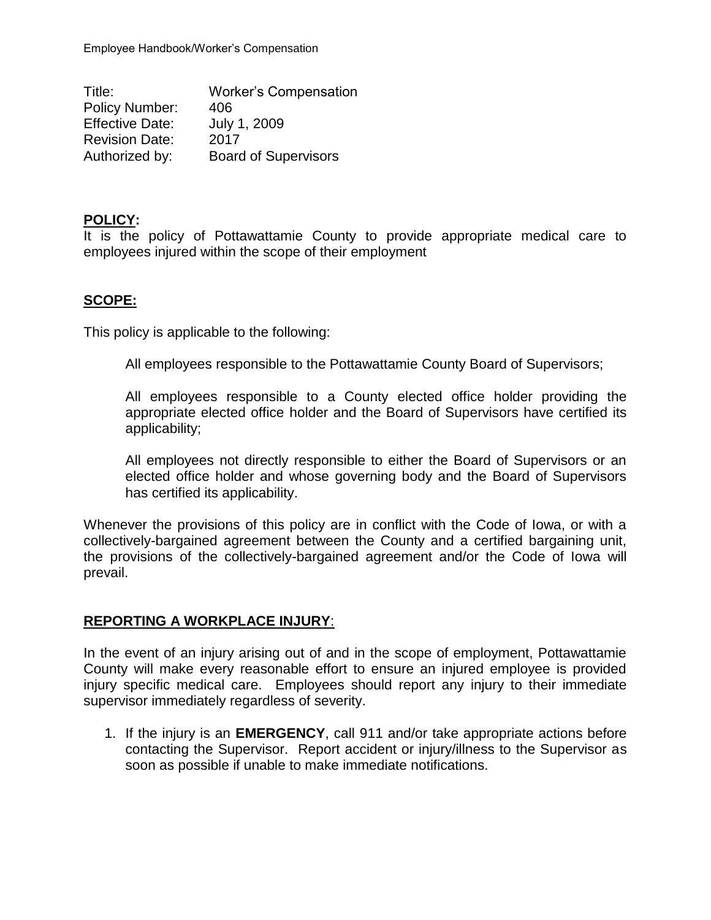| Title: | Worker's Compensation |
|---|---|
| Policy Number: | 406 |
| Effective Date: | July 1, 2009 |
| Revision Date: | 2017 |
| Authorized by: | Board of Supervisors |

## **POLICY:**

It is the policy of Pottawattamie County to provide appropriate medical care to employees injured within the scope of their employment

## **SCOPE:**

This policy is applicable to the following:

All employees responsible to the Pottawattamie County Board of Supervisors;

All employees responsible to a County elected office holder providing the appropriate elected office holder and the Board of Supervisors have certified its applicability;

All employees not directly responsible to either the Board of Supervisors or an elected office holder and whose governing body and the Board of Supervisors has certified its applicability.

Whenever the provisions of this policy are in conflict with the Code of Iowa, or with a collectively-bargained agreement between the County and a certified bargaining unit, the provisions of the collectively-bargained agreement and/or the Code of Iowa will prevail.

## **REPORTING A WORKPLACE INJURY**:

In the event of an injury arising out of and in the scope of employment, Pottawattamie County will make every reasonable effort to ensure an injured employee is provided injury specific medical care. Employees should report any injury to their immediate supervisor immediately regardless of severity.

1. If the injury is an **EMERGENCY**, call 911 and/or take appropriate actions before contacting the Supervisor. Report accident or injury/illness to the Supervisor as soon as possible if unable to make immediate notifications.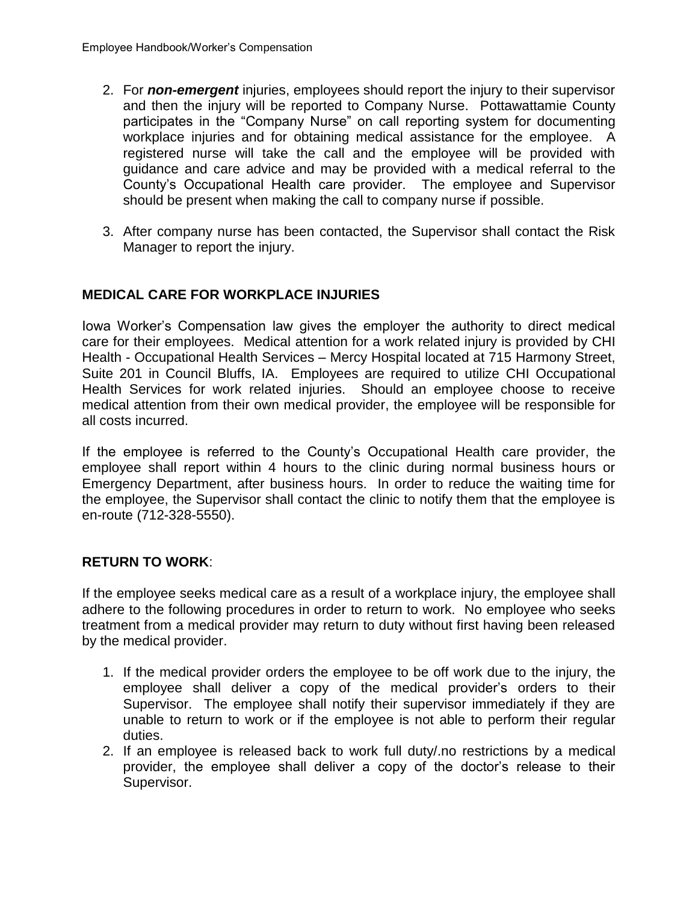2. For ***non-emergent*** injuries, employees should report the injury to their supervisor and then the injury will be reported to Company Nurse. Pottawattamie County participates in the "Company Nurse" on call reporting system for documenting workplace injuries and for obtaining medical assistance for the employee. A registered nurse will take the call and the employee will be provided with guidance and care advice and may be provided with a medical referral to the County's Occupational Health care provider. The employee and Supervisor should be present when making the call to company nurse if possible.

3. After company nurse has been contacted, the Supervisor shall contact the Risk Manager to report the injury.

## MEDICAL CARE FOR WORKPLACE INJURIES

Iowa Worker's Compensation law gives the employer the authority to direct medical care for their employees. Medical attention for a work related injury is provided by CHI Health - Occupational Health Services – Mercy Hospital located at 715 Harmony Street, Suite 201 in Council Bluffs, IA. Employees are required to utilize CHI Occupational Health Services for work related injuries. Should an employee choose to receive medical attention from their own medical provider, the employee will be responsible for all costs incurred.

If the employee is referred to the County's Occupational Health care provider, the employee shall report within 4 hours to the clinic during normal business hours or Emergency Department, after business hours. In order to reduce the waiting time for the employee, the Supervisor shall contact the clinic to notify them that the employee is en-route (712-328-5550).

## RETURN TO WORK:

If the employee seeks medical care as a result of a workplace injury, the employee shall adhere to the following procedures in order to return to work. No employee who seeks treatment from a medical provider may return to duty without first having been released by the medical provider.

1. If the medical provider orders the employee to be off work due to the injury, the employee shall deliver a copy of the medical provider's orders to their Supervisor. The employee shall notify their supervisor immediately if they are unable to return to work or if the employee is not able to perform their regular duties.
2. If an employee is released back to work full duty/.no restrictions by a medical provider, the employee shall deliver a copy of the doctor's release to their Supervisor.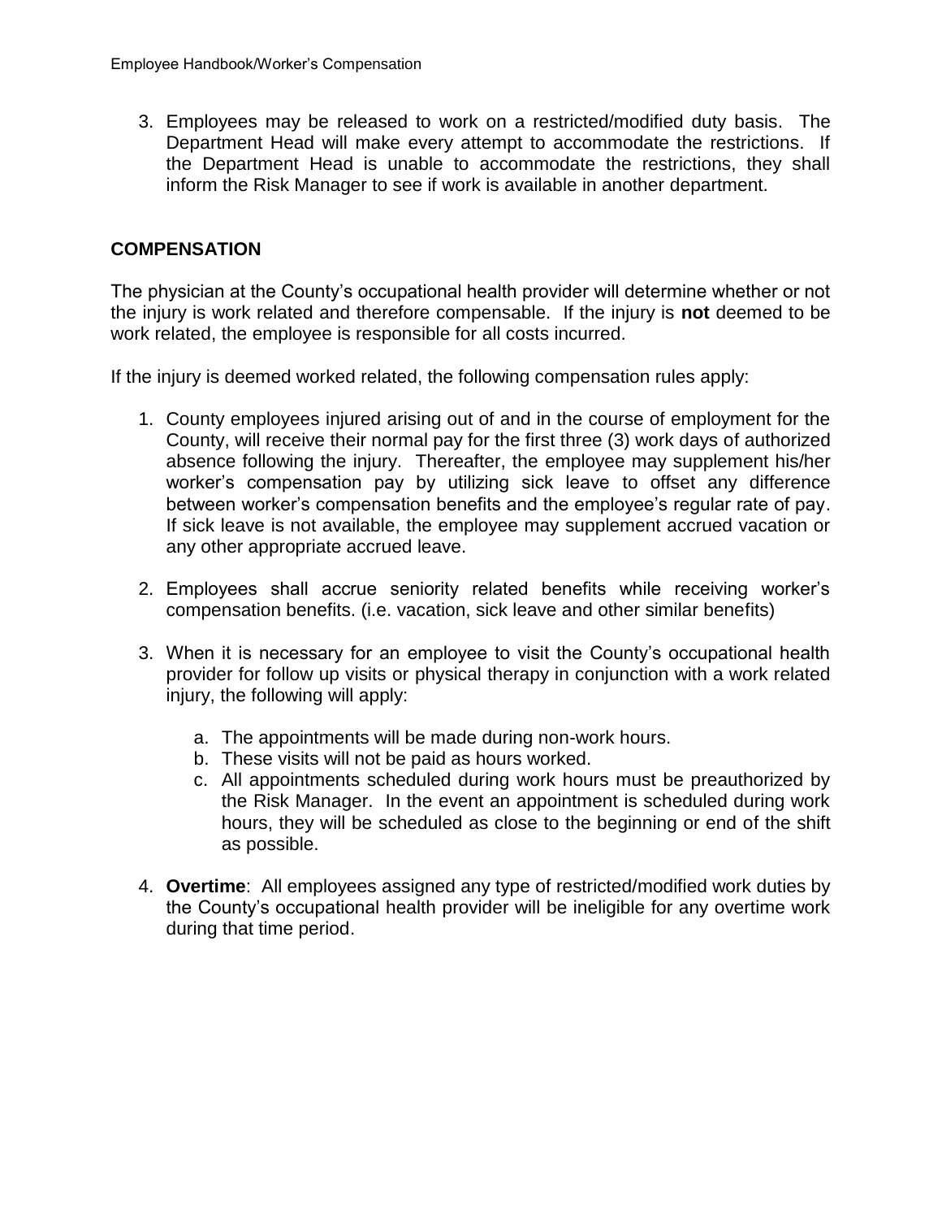3. Employees may be released to work on a restricted/modified duty basis. The Department Head will make every attempt to accommodate the restrictions. If the Department Head is unable to accommodate the restrictions, they shall inform the Risk Manager to see if work is available in another department.

## COMPENSATION

The physician at the County's occupational health provider will determine whether or not the injury is work related and therefore compensable. If the injury is **not** deemed to be work related, the employee is responsible for all costs incurred.

If the injury is deemed worked related, the following compensation rules apply:

1. County employees injured arising out of and in the course of employment for the County, will receive their normal pay for the first three (3) work days of authorized absence following the injury. Thereafter, the employee may supplement his/her worker's compensation pay by utilizing sick leave to offset any difference between worker's compensation benefits and the employee's regular rate of pay. If sick leave is not available, the employee may supplement accrued vacation or any other appropriate accrued leave.

2. Employees shall accrue seniority related benefits while receiving worker's compensation benefits. (i.e. vacation, sick leave and other similar benefits)

3. When it is necessary for an employee to visit the County's occupational health provider for follow up visits or physical therapy in conjunction with a work related injury, the following will apply:

    a. The appointments will be made during non-work hours.
    b. These visits will not be paid as hours worked.
    c. All appointments scheduled during work hours must be preauthorized by the Risk Manager. In the event an appointment is scheduled during work hours, they will be scheduled as close to the beginning or end of the shift as possible.

4. **Overtime**: All employees assigned any type of restricted/modified work duties by the County's occupational health provider will be ineligible for any overtime work during that time period.